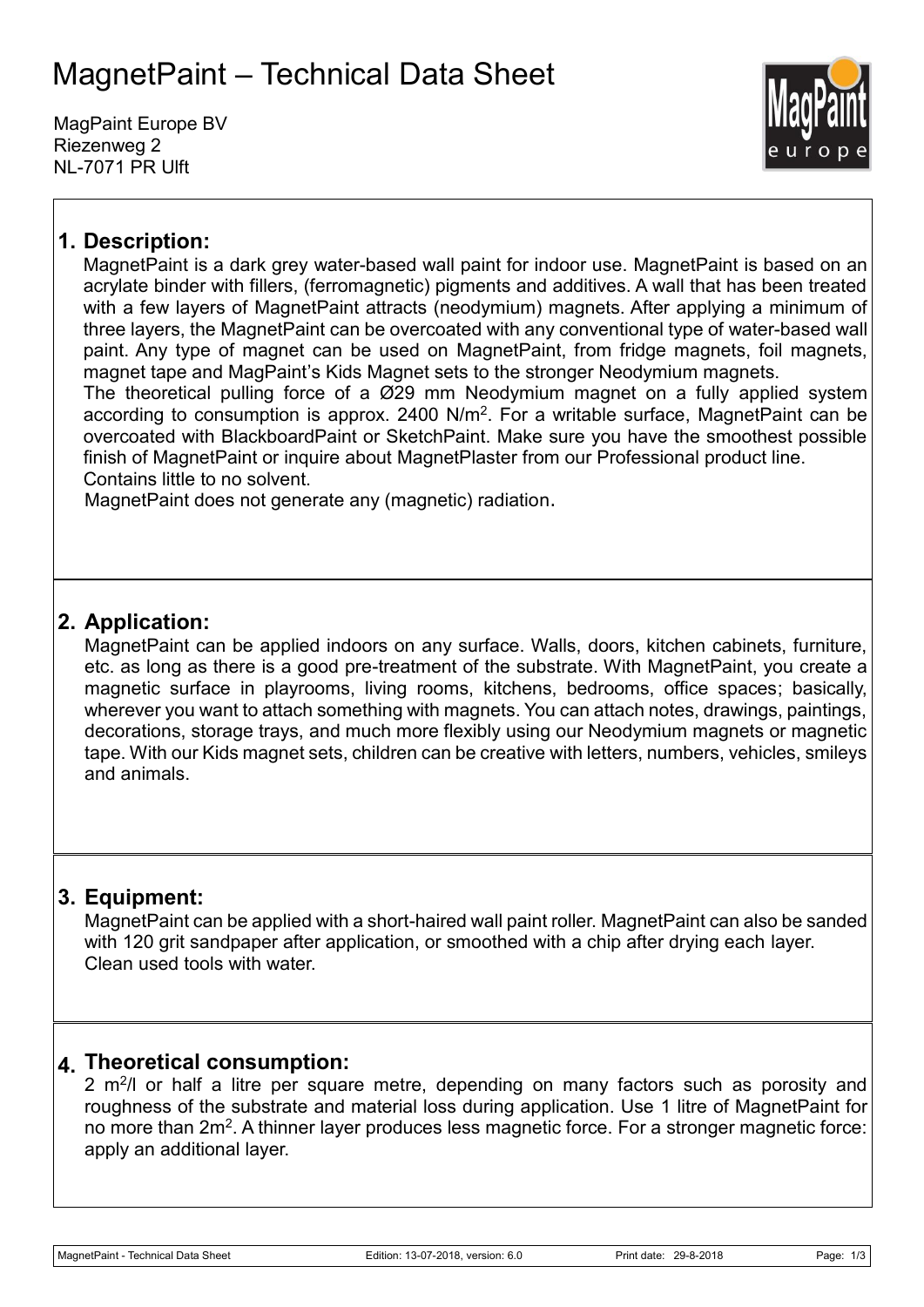# MagnetPaint – Technical Data Sheet

MagPaint Europe BV
Riezenweg 2
NL-7071 PR Ulft

## 1. Description:

MagnetPaint is a dark grey water-based wall paint for indoor use. MagnetPaint is based on an acrylate binder with fillers, (ferromagnetic) pigments and additives. A wall that has been treated with a few layers of MagnetPaint attracts (neodymium) magnets. After applying a minimum of three layers, the MagnetPaint can be overcoated with any conventional type of water-based wall paint. Any type of magnet can be used on MagnetPaint, from fridge magnets, foil magnets, magnet tape and MagPaint's Kids Magnet sets to the stronger Neodymium magnets.

The theoretical pulling force of a Ø29 mm Neodymium magnet on a fully applied system according to consumption is approx. 2400 N/m$^2$. For a writable surface, MagnetPaint can be overcoated with BlackboardPaint or SketchPaint. Make sure you have the smoothest possible finish of MagnetPaint or inquire about MagnetPlaster from our Professional product line.

Contains little to no solvent.

MagnetPaint does not generate any (magnetic) radiation.

## 2. Application:

MagnetPaint can be applied indoors on any surface. Walls, doors, kitchen cabinets, furniture, etc. as long as there is a good pre-treatment of the substrate. With MagnetPaint, you create a magnetic surface in playrooms, living rooms, kitchens, bedrooms, office spaces; basically, wherever you want to attach something with magnets. You can attach notes, drawings, paintings, decorations, storage trays, and much more flexibly using our Neodymium magnets or magnetic tape. With our Kids magnet sets, children can be creative with letters, numbers, vehicles, smileys and animals.

## 3. Equipment:

MagnetPaint can be applied with a short-haired wall paint roller. MagnetPaint can also be sanded with 120 grit sandpaper after application, or smoothed with a chip after drying each layer.

Clean used tools with water.

## 4. Theoretical consumption:

2 m$^2$/l or half a litre per square metre, depending on many factors such as porosity and roughness of the substrate and material loss during application. Use 1 litre of MagnetPaint for no more than 2m$^2$. A thinner layer produces less magnetic force. For a stronger magnetic force: apply an additional layer.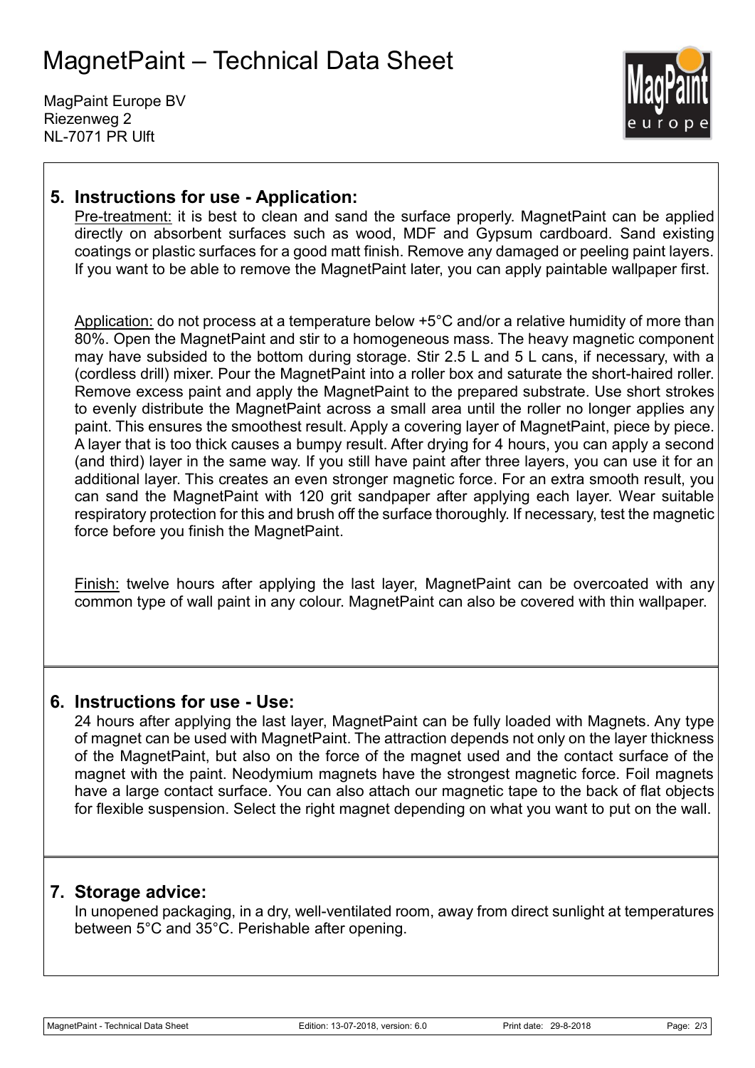# MagnetPaint – Technical Data Sheet

MagPaint Europe BV
Riezenweg 2
NL-7071 PR Ulft

## 5. Instructions for use - Application:

Pre-treatment: it is best to clean and sand the surface properly. MagnetPaint can be applied directly on absorbent surfaces such as wood, MDF and Gypsum cardboard. Sand existing coatings or plastic surfaces for a good matt finish. Remove any damaged or peeling paint layers. If you want to be able to remove the MagnetPaint later, you can apply paintable wallpaper first.

Application: do not process at a temperature below +5°C and/or a relative humidity of more than 80%. Open the MagnetPaint and stir to a homogeneous mass. The heavy magnetic component may have subsided to the bottom during storage. Stir 2.5 L and 5 L cans, if necessary, with a (cordless drill) mixer. Pour the MagnetPaint into a roller box and saturate the short-haired roller. Remove excess paint and apply the MagnetPaint to the prepared substrate. Use short strokes to evenly distribute the MagnetPaint across a small area until the roller no longer applies any paint. This ensures the smoothest result. Apply a covering layer of MagnetPaint, piece by piece. A layer that is too thick causes a bumpy result. After drying for 4 hours, you can apply a second (and third) layer in the same way. If you still have paint after three layers, you can use it for an additional layer. This creates an even stronger magnetic force. For an extra smooth result, you can sand the MagnetPaint with 120 grit sandpaper after applying each layer. Wear suitable respiratory protection for this and brush off the surface thoroughly. If necessary, test the magnetic force before you finish the MagnetPaint.

Finish: twelve hours after applying the last layer, MagnetPaint can be overcoated with any common type of wall paint in any colour. MagnetPaint can also be covered with thin wallpaper.

## 6. Instructions for use - Use:

24 hours after applying the last layer, MagnetPaint can be fully loaded with Magnets. Any type of magnet can be used with MagnetPaint. The attraction depends not only on the layer thickness of the MagnetPaint, but also on the force of the magnet used and the contact surface of the magnet with the paint. Neodymium magnets have the strongest magnetic force. Foil magnets have a large contact surface. You can also attach our magnetic tape to the back of flat objects for flexible suspension. Select the right magnet depending on what you want to put on the wall.

## 7. Storage advice:

In unopened packaging, in a dry, well-ventilated room, away from direct sunlight at temperatures between 5°C and 35°C. Perishable after opening.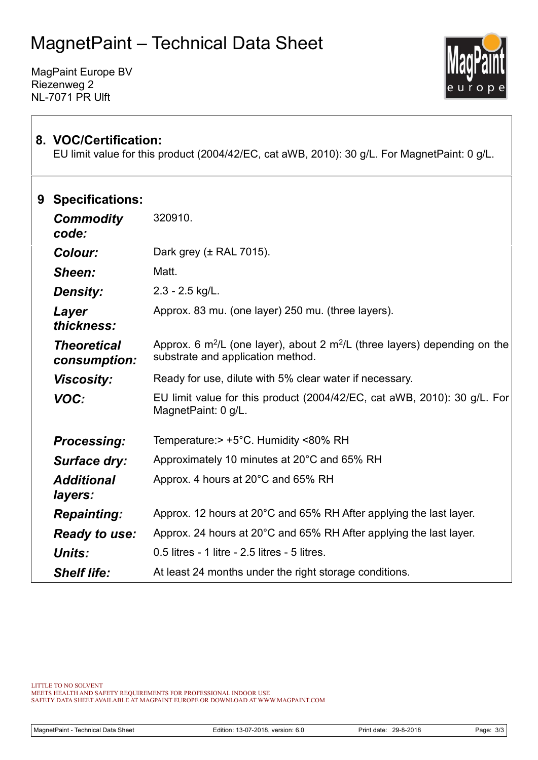# MagnetPaint – Technical Data Sheet

MagPaint Europe BV
Riezenweg 2
NL-7071 PR Ulft

## 8. VOC/Certification:

EU limit value for this product (2004/42/EC, cat aWB, 2010): 30 g/L. For MagnetPaint: 0 g/L.

## 9 Specifications:

| | |
|---|---|
| ***Commodity code:*** | 320910. |
| ***Colour:*** | Dark grey (± RAL 7015). |
| ***Sheen:*** | Matt. |
| ***Density:*** | 2.3 - 2.5 kg/L. |
| ***Layer thickness:*** | Approx. 83 mu. (one layer) 250 mu. (three layers). |
| ***Theoretical consumption:*** | Approx. 6 $m^2$/L (one layer), about 2 $m^2$/L (three layers) depending on the substrate and application method. |
| ***Viscosity:*** | Ready for use, dilute with 5% clear water if necessary. |
| ***VOC:*** | EU limit value for this product (2004/42/EC, cat aWB, 2010): 30 g/L. For MagnetPaint: 0 g/L. |
| ***Processing:*** | Temperature:> +5°C. Humidity <80% RH |
| ***Surface dry:*** | Approximately 10 minutes at 20°C and 65% RH |
| ***Additional layers:*** | Approx. 4 hours at 20°C and 65% RH |
| ***Repainting:*** | Approx. 12 hours at 20°C and 65% RH After applying the last layer. |
| ***Ready to use:*** | Approx. 24 hours at 20°C and 65% RH After applying the last layer. |
| ***Units:*** | 0.5 litres - 1 litre - 2.5 litres - 5 litres. |
| ***Shelf life:*** | At least 24 months under the right storage conditions. |

LITTLE TO NO SOLVENT
MEETS HEALTH AND SAFETY REQUIREMENTS FOR PROFESSIONAL INDOOR USE
SAFETY DATA SHEET AVAILABLE AT MAGPAINT EUROPE OR DOWNLOAD AT WWW.MAGPAINT.COM